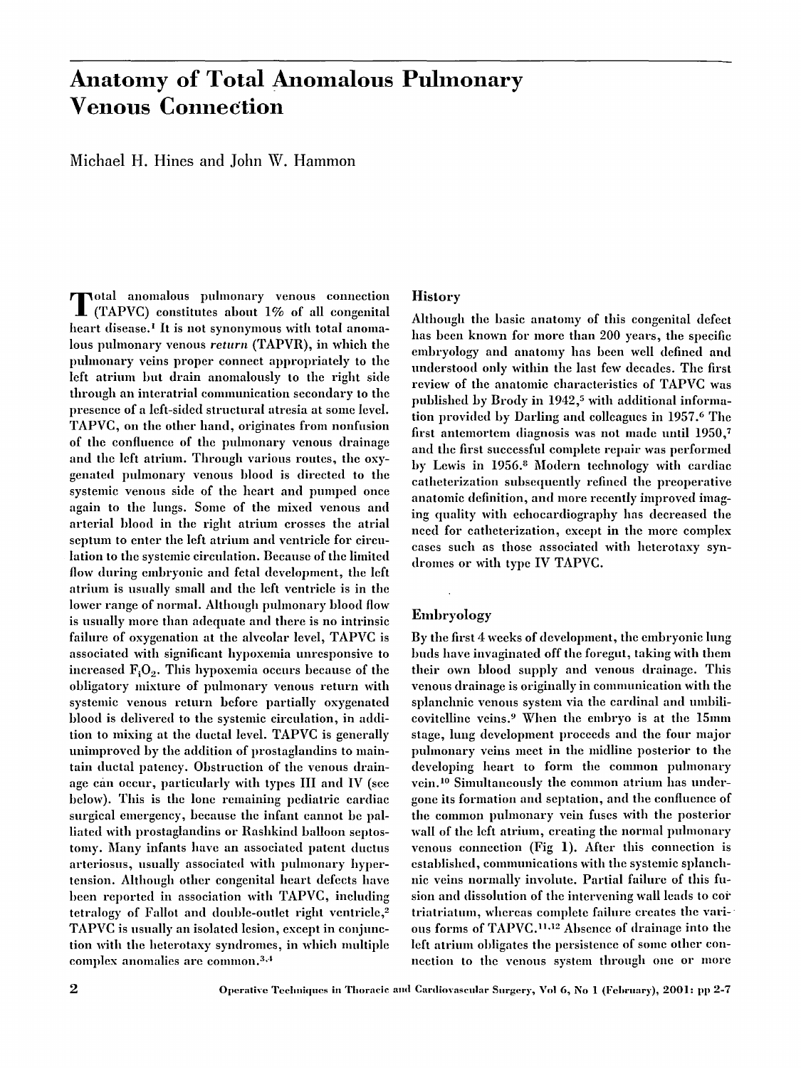# Anatomy of Total Anomalous Pulmonary Venous Connection

Michael H. Hines and John W. Hammon

Total anomalous pulmonary venous connection (TAPVC) constitutes about 1% of all congenital heart disease.[1] It is not synonymous with total anomalous pulmonary venous *return* (TAPVR), in which the pulmonary veins proper connect appropriately to the left atrium but drain anomalously to the right side through an interatrial communication secondary to the presence of a left-sided structural atresia at some level. TAPVC, on the other hand, originates from nonfusion of the confluence of the pulmonary venous drainage and the left atrium. Through various routes, the oxygenated pulmonary venous blood is directed to the systemic venous side of the heart and pumped once again to the lungs. Some of the mixed venous and arterial blood in the right atrium crosses the atrial septum to enter the left atrium and ventricle for circulation to the systemic circulation. Because of the limited flow during embryonic and fetal development, the left atrium is usually small and the left ventricle is in the lower range of normal. Although pulmonary blood flow is usually more than adequate and there is no intrinsic failure of oxygenation at the alveolar level, TAPVC is associated with significant hypoxemia unresponsive to increased $F_iO_2$. This hypoxemia occurs because of the obligatory mixture of pulmonary venous return with systemic venous return before partially oxygenated blood is delivered to the systemic circulation, in addition to mixing at the ductal level. TAPVC is generally unimproved by the addition of prostaglandins to maintain ductal patency. Obstruction of the venous drainage can occur, particularly with types III and IV (see below). This is the lone remaining pediatric cardiac surgical emergency, because the infant cannot be palliated with prostaglandins or Rashkind balloon septostomy. Many infants have an associated patent ductus arteriosus, usually associated with pulmonary hypertension. Although other congenital heart defects have been reported in association with TAPVC, including tetralogy of Fallot and double-outlet right ventricle,[2] TAPVC is usually an isolated lesion, except in conjunction with the heterotaxy syndromes, in which multiple complex anomalies are common.[3,4]

## History

Although the basic anatomy of this congenital defect has been known for more than 200 years, the specific embryology and anatomy has been well defined and understood only within the last few decades. The first review of the anatomic characteristics of TAPVC was published by Brody in 1942,[5] with additional information provided by Darling and colleagues in 1957.[6] The first antemortem diagnosis was not made until 1950,[7] and the first successful complete repair was performed by Lewis in 1956.[8] Modern technology with cardiac catheterization subsequently refined the preoperative anatomic definition, and more recently improved imaging quality with echocardiography has decreased the need for catheterization, except in the more complex cases such as those associated with heterotaxy syndromes or with type IV TAPVC.

## Embryology

By the first 4 weeks of development, the embryonic lung buds have invaginated off the foregut, taking with them their own blood supply and venous drainage. This venous drainage is originally in communication with the splanchnic venous system via the cardinal and umbilicovitelline veins.[9] When the embryo is at the 15mm stage, lung development proceeds and the four major pulmonary veins meet in the midline posterior to the developing heart to form the common pulmonary vein.[10] Simultaneously the common atrium has undergone its formation and septation, and the confluence of the common pulmonary vein fuses with the posterior wall of the left atrium, creating the normal pulmonary venous connection (Fig 1). After this connection is established, communications with the systemic splanchnic veins normally involute. Partial failure of this fusion and dissolution of the intervening wall leads to cor triatriatum, whereas complete failure creates the various forms of TAPVC.[11,12] Absence of drainage into the left atrium obligates the persistence of some other connection to the venous system through one or more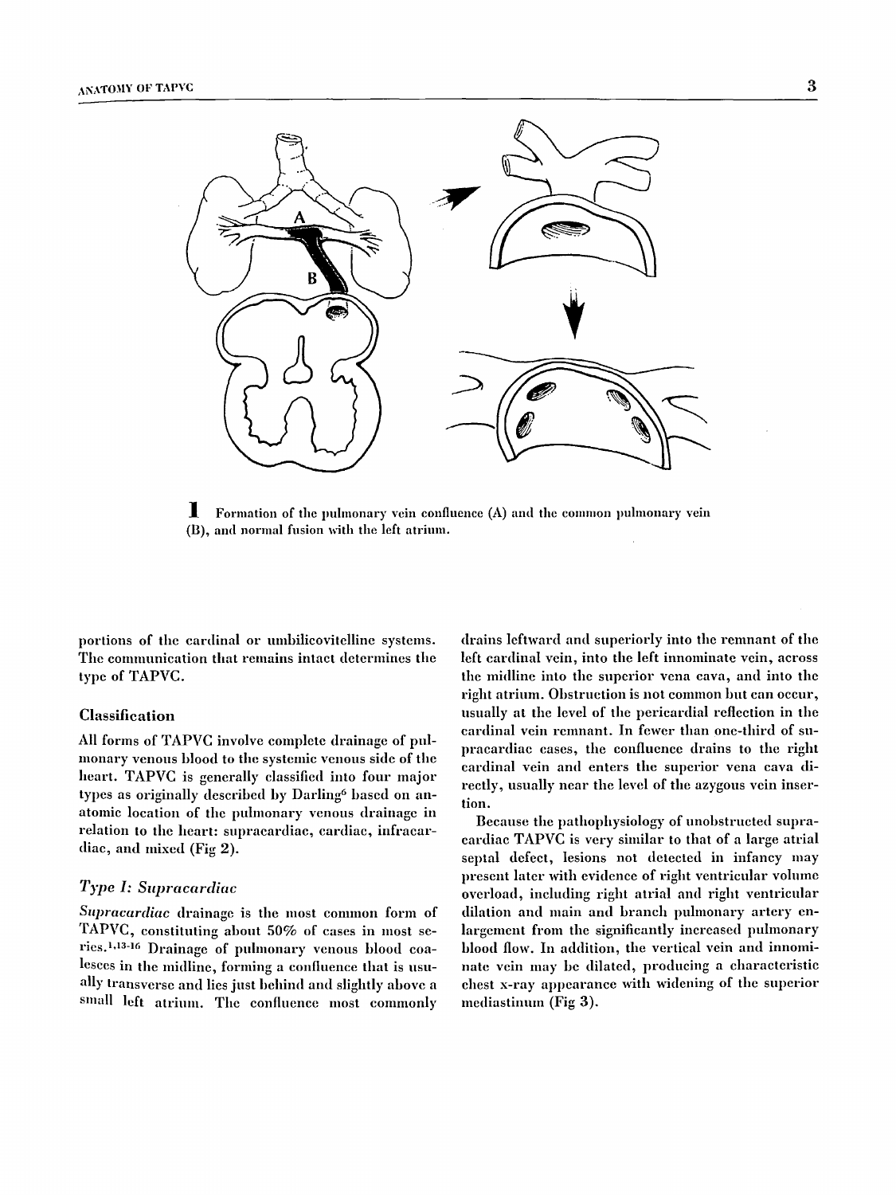**1** Formation of the pulmonary vein confluence (A) and the common pulmonary vein (B), and normal fusion with the left atrium.

portions of the cardinal or umbilicovitelline systems. The communication that remains intact determines the type of TAPVC.

### Classification

All forms of TAPVC involve complete drainage of pulmonary venous blood to the systemic venous side of the heart. TAPVC is generally classified into four major types as originally described by Darling[6] based on anatomic location of the pulmonary venous drainage in relation to the heart: supracardiac, cardiac, infracardiac, and mixed (Fig 2).

#### *Type I: Supracardiac*

*Supracardiac* drainage is the most common form of TAPVC, constituting about 50% of cases in most series.[1,13-16] Drainage of pulmonary venous blood coalesces in the midline, forming a confluence that is usually transverse and lies just behind and slightly above a small left atrium. The confluence most commonly drains leftward and superiorly into the remnant of the left cardinal vein, into the left innominate vein, across the midline into the superior vena cava, and into the right atrium. Obstruction is not common but can occur, usually at the level of the pericardial reflection in the cardinal vein remnant. In fewer than one-third of supracardiac cases, the confluence drains to the right cardinal vein and enters the superior vena cava directly, usually near the level of the azygous vein insertion.

Because the pathophysiology of unobstructed supracardiac TAPVC is very similar to that of a large atrial septal defect, lesions not detected in infancy may present later with evidence of right ventricular volume overload, including right atrial and right ventricular dilation and main and branch pulmonary artery enlargement from the significantly increased pulmonary blood flow. In addition, the vertical vein and innominate vein may be dilated, producing a characteristic chest x-ray appearance with widening of the superior mediastinum (Fig 3).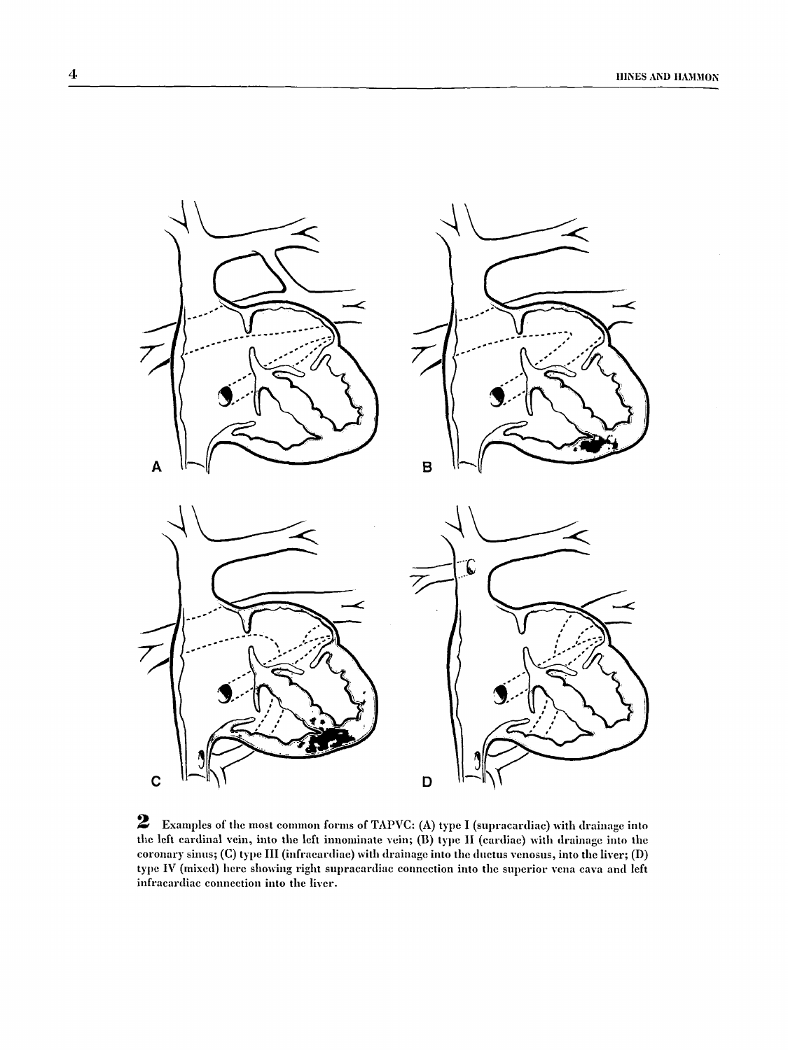**2** Examples of the most common forms of TAPVC: (A) type I (supracardiac) with drainage into the left cardinal vein, into the left innominate vein; (B) type II (cardiac) with drainage into the coronary sinus; (C) type III (infracardiac) with drainage into the ductus venosus, into the liver; (D) type IV (mixed) here showing right supracardiac connection into the superior vena cava and left infracardiac connection into the liver.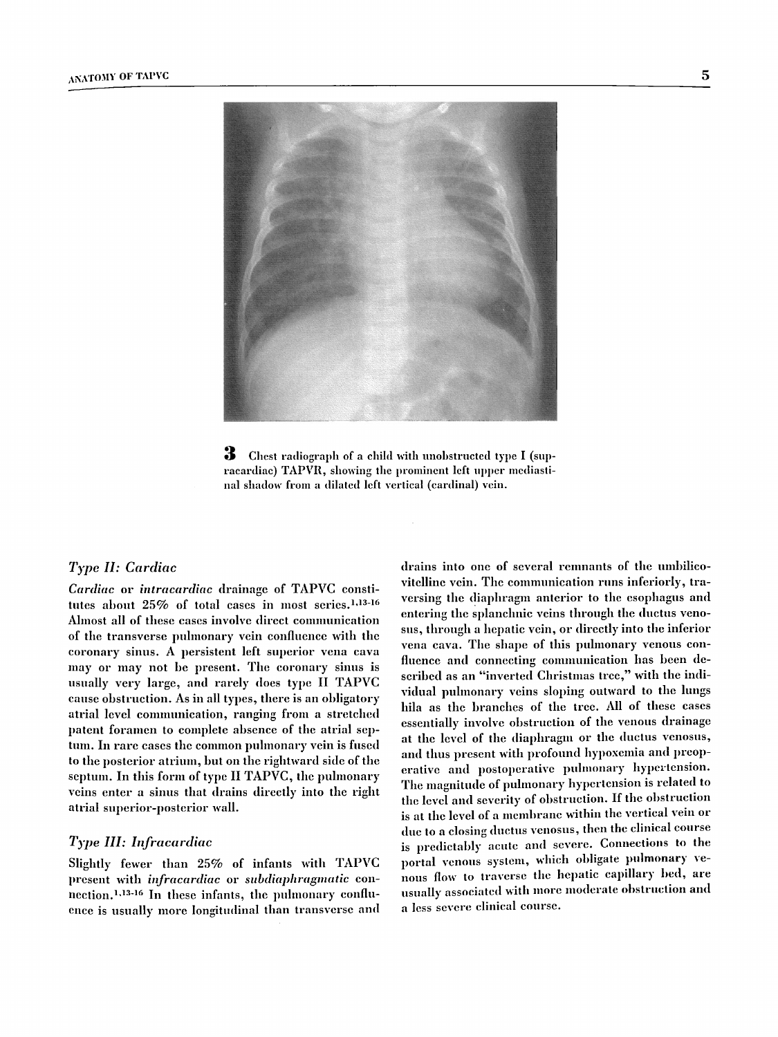**3** Chest radiograph of a child with unobstructed type I (supracardiac) TAPVR, showing the prominent left upper mediastinal shadow from a dilated left vertical (cardinal) vein.

### *Type II: Cardiac*

*Cardiac* or *intracardiac* drainage of TAPVC constitutes about 25% of total cases in most series.[1,13-16] Almost all of these cases involve direct communication of the transverse pulmonary vein confluence with the coronary sinus. A persistent left superior vena cava may or may not be present. The coronary sinus is usually very large, and rarely does type II TAPVC cause obstruction. As in all types, there is an obligatory atrial level communication, ranging from a stretched patent foramen to complete absence of the atrial septum. In rare cases the common pulmonary vein is fused to the posterior atrium, but on the rightward side of the septum. In this form of type II TAPVC, the pulmonary veins enter a sinus that drains directly into the right atrial superior-posterior wall.

### *Type III: Infracardiac*

Slightly fewer than 25% of infants with TAPVC present with *infracardiac* or *subdiaphragmatic* connection.[1,13-16] In these infants, the pulmonary confluence is usually more longitudinal than transverse and drains into one of several remnants of the umbilicovitelline vein. The communication runs inferiorly, traversing the diaphragm anterior to the esophagus and entering the splanchnic veins through the ductus venosus, through a hepatic vein, or directly into the inferior vena cava. The shape of this pulmonary venous confluence and connecting communication has been described as an "inverted Christmas tree," with the individual pulmonary veins sloping outward to the lungs hila as the branches of the tree. All of these cases essentially involve obstruction of the venous drainage at the level of the diaphragm or the ductus venosus, and thus present with profound hypoxemia and preoperative and postoperative pulmonary hypertension. The magnitude of pulmonary hypertension is related to the level and severity of obstruction. If the obstruction is at the level of a membrane within the vertical vein or due to a closing ductus venosus, then the clinical course is predictably acute and severe. Connections to the portal venous system, which obligate pulmonary venous flow to traverse the hepatic capillary bed, are usually associated with more moderate obstruction and a less severe clinical course.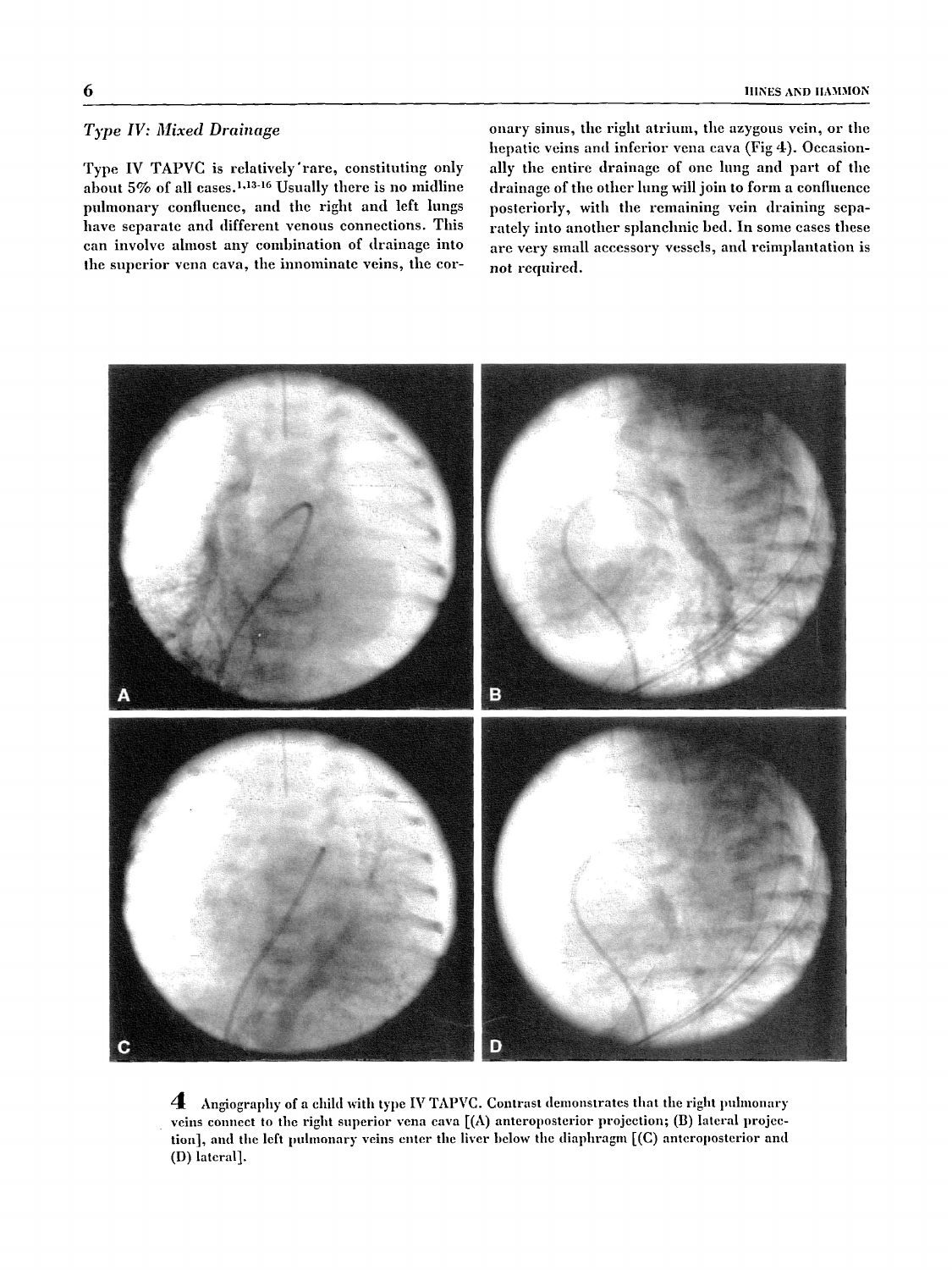### *Type IV: Mixed Drainage*

Type IV TAPVC is relatively rare, constituting only about 5% of all cases.[1,13-16] Usually there is no midline pulmonary confluence, and the right and left lungs have separate and different venous connections. This can involve almost any combination of drainage into the superior vena cava, the innominate veins, the coronary sinus, the right atrium, the azygous vein, or the hepatic veins and inferior vena cava (Fig 4). Occasionally the entire drainage of one lung and part of the drainage of the other lung will join to form a confluence posteriorly, with the remaining vein draining separately into another splanchnic bed. In some cases these are very small accessory vessels, and reimplantation is not required.

**4** Angiography of a child with type IV TAPVC. Contrast demonstrates that the right pulmonary veins connect to the right superior vena cava [(A) anteroposterior projection; (B) lateral projection], and the left pulmonary veins enter the liver below the diaphragm [(C) anteroposterior and (D) lateral].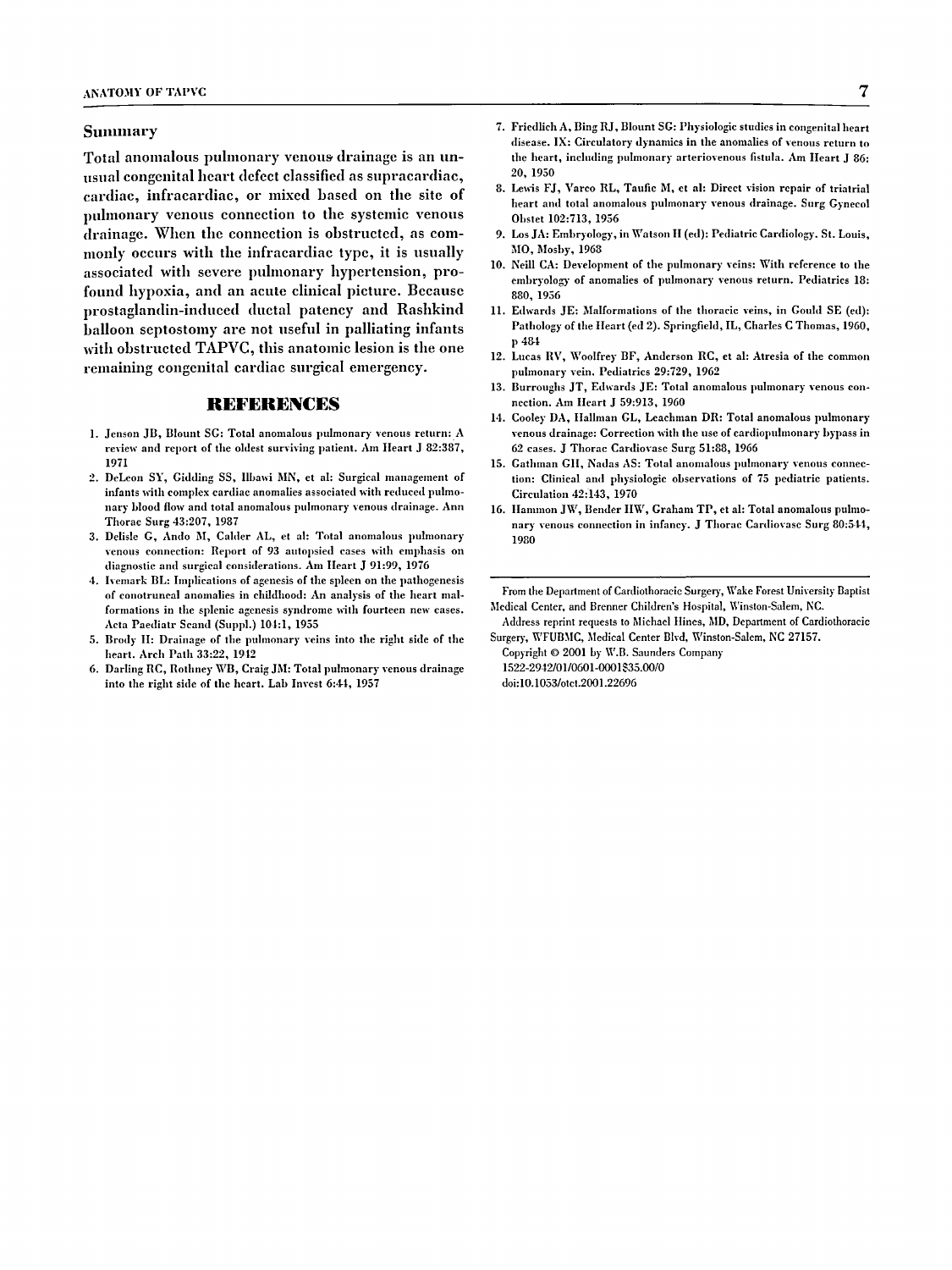## Summary

Total anomalous pulmonary venous drainage is an unusual congenital heart defect classified as supracardiac, cardiac, infracardiac, or mixed based on the site of pulmonary venous connection to the systemic venous drainage. When the connection is obstructed, as commonly occurs with the infracardiac type, it is usually associated with severe pulmonary hypertension, profound hypoxia, and an acute clinical picture. Because prostaglandin-induced ductal patency and Rashkind balloon septostomy are not useful in palliating infants with obstructed TAPVC, this anatomic lesion is the one remaining congenital cardiac surgical emergency.

## REFERENCES

1. Jenson JB, Blount SG: Total anomalous pulmonary venous return: A review and report of the oldest surviving patient. Am Heart J 82:387, 1971
2. DeLeon SY, Gidding SS, Ilbawi MN, et al: Surgical management of infants with complex cardiac anomalies associated with reduced pulmonary blood flow and total anomalous pulmonary venous drainage. Ann Thorac Surg 43:207, 1987
3. Delisle G, Ando M, Calder AL, et al: Total anomalous pulmonary venous connection: Report of 93 autopsied cases with emphasis on diagnostic and surgical considerations. Am Heart J 91:99, 1976
4. Ivemark BL: Implications of agenesis of the spleen on the pathogenesis of conotruncal anomalies in childhood: An analysis of the heart malformations in the splenic agenesis syndrome with fourteen new cases. Acta Paediatr Scand (Suppl.) 104:1, 1955
5. Brody H: Drainage of the pulmonary veins into the right side of the heart. Arch Path 33:22, 1942
6. Darling RC, Rothney WB, Craig JM: Total pulmonary venous drainage into the right side of the heart. Lab Invest 6:44, 1957
7. Friedlich A, Bing RJ, Blount SG: Physiologic studies in congenital heart disease. IX: Circulatory dynamics in the anomalies of venous return to the heart, including pulmonary arteriovenous fistula. Am Heart J 86: 20, 1950
8. Lewis FJ, Varco RL, Taufic M, et al: Direct vision repair of triatrial heart and total anomalous pulmonary venous drainage. Surg Gynecol Obstet 102:713, 1956
9. Los JA: Embryology, in Watson H (ed): Pediatric Cardiology. St. Louis, MO, Mosby, 1968
10. Neill CA: Development of the pulmonary veins: With reference to the embryology of anomalies of pulmonary venous return. Pediatrics 18: 880, 1956
11. Edwards JE: Malformations of the thoracic veins, in Gould SE (ed): Pathology of the Heart (ed 2). Springfield, IL, Charles C Thomas, 1960, p 484
12. Lucas RV, Woolfrey BF, Anderson RC, et al: Atresia of the common pulmonary vein. Pediatrics 29:729, 1962
13. Burroughs JT, Edwards JE: Total anomalous pulmonary venous connection. Am Heart J 59:913, 1960
14. Cooley DA, Hallman GL, Leachman DR: Total anomalous pulmonary venous drainage: Correction with the use of cardiopulmonary bypass in 62 cases. J Thorac Cardiovasc Surg 51:88, 1966
15. Gathman GH, Nadas AS: Total anomalous pulmonary venous connection: Clinical and physiologic observations of 75 pediatric patients. Circulation 42:143, 1970
16. Hammon JW, Bender HW, Graham TP, et al: Total anomalous pulmonary venous connection in infancy. J Thorac Cardiovasc Surg 80:544, 1980

From the Department of Cardiothoracic Surgery, Wake Forest University Baptist Medical Center, and Brenner Children's Hospital, Winston-Salem, NC.

Address reprint requests to Michael Hines, MD, Department of Cardiothoracic Surgery, WFUBMC, Medical Center Blvd, Winston-Salem, NC 27157.

Copyright © 2001 by W.B. Saunders Company

1522-2942/01/0601-0001$35.00/0

doi:10.1053/otct.2001.22696